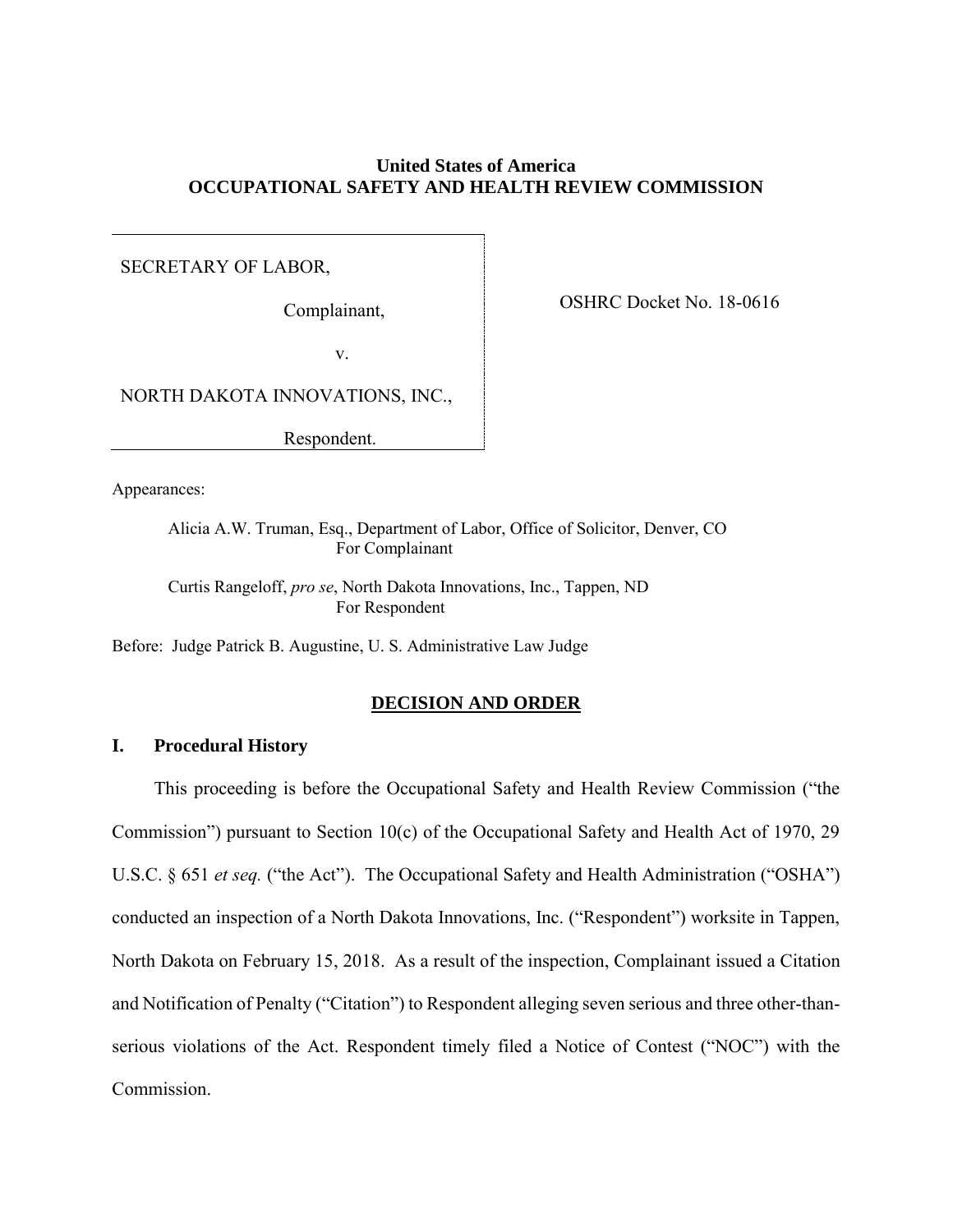**United States of America**
**OCCUPATIONAL SAFETY AND HEALTH REVIEW COMMISSION**

SECRETARY OF LABOR,

Complainant,

v.

NORTH DAKOTA INNOVATIONS, INC.,

Respondent.

OSHRC Docket No. 18-0616

Appearances:

Alicia A.W. Truman, Esq., Department of Labor, Office of Solicitor, Denver, CO
For Complainant

Curtis Rangeloff, *pro se*, North Dakota Innovations, Inc., Tappen, ND
For Respondent

Before: Judge Patrick B. Augustine, U. S. Administrative Law Judge

## DECISION AND ORDER

### I. Procedural History

This proceeding is before the Occupational Safety and Health Review Commission ("the Commission") pursuant to Section 10(c) of the Occupational Safety and Health Act of 1970, 29 U.S.C. § 651 *et seq.* ("the Act"). The Occupational Safety and Health Administration ("OSHA") conducted an inspection of a North Dakota Innovations, Inc. ("Respondent") worksite in Tappen, North Dakota on February 15, 2018. As a result of the inspection, Complainant issued a Citation and Notification of Penalty ("Citation") to Respondent alleging seven serious and three other-than-serious violations of the Act. Respondent timely filed a Notice of Contest ("NOC") with the Commission.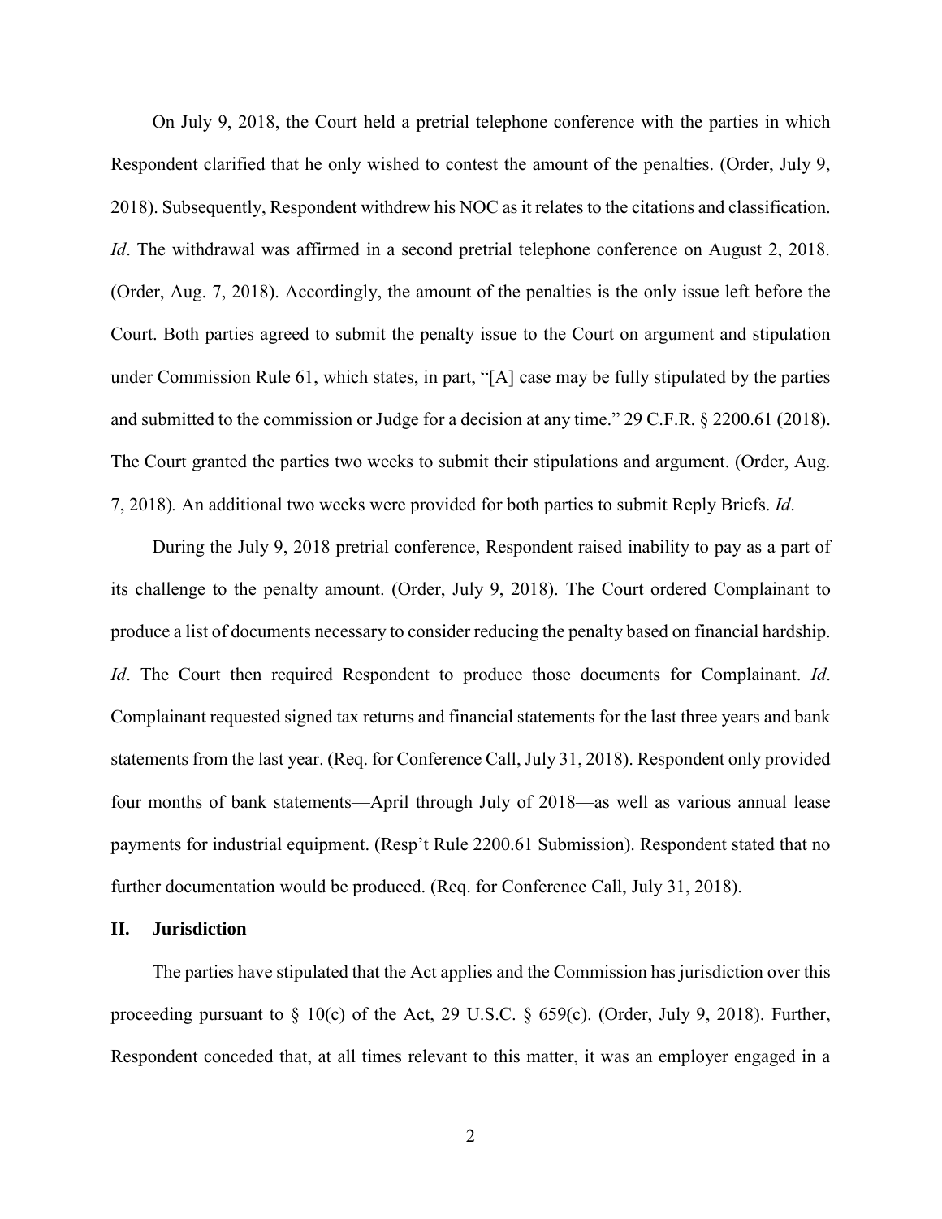On July 9, 2018, the Court held a pretrial telephone conference with the parties in which Respondent clarified that he only wished to contest the amount of the penalties. (Order, July 9, 2018). Subsequently, Respondent withdrew his NOC as it relates to the citations and classification. *Id*. The withdrawal was affirmed in a second pretrial telephone conference on August 2, 2018. (Order, Aug. 7, 2018). Accordingly, the amount of the penalties is the only issue left before the Court. Both parties agreed to submit the penalty issue to the Court on argument and stipulation under Commission Rule 61, which states, in part, "[A] case may be fully stipulated by the parties and submitted to the commission or Judge for a decision at any time." 29 C.F.R. § 2200.61 (2018). The Court granted the parties two weeks to submit their stipulations and argument. (Order, Aug. 7, 2018)*.* An additional two weeks were provided for both parties to submit Reply Briefs. *Id*.

During the July 9, 2018 pretrial conference, Respondent raised inability to pay as a part of its challenge to the penalty amount. (Order, July 9, 2018). The Court ordered Complainant to produce a list of documents necessary to consider reducing the penalty based on financial hardship. *Id*. The Court then required Respondent to produce those documents for Complainant. *Id*. Complainant requested signed tax returns and financial statements for the last three years and bank statements from the last year. (Req. for Conference Call, July 31, 2018). Respondent only provided four months of bank statements—April through July of 2018—as well as various annual lease payments for industrial equipment. (Resp't Rule 2200.61 Submission). Respondent stated that no further documentation would be produced. (Req. for Conference Call, July 31, 2018).

## II. Jurisdiction

The parties have stipulated that the Act applies and the Commission has jurisdiction over this proceeding pursuant to § 10(c) of the Act, 29 U.S.C. § 659(c). (Order, July 9, 2018). Further, Respondent conceded that, at all times relevant to this matter, it was an employer engaged in a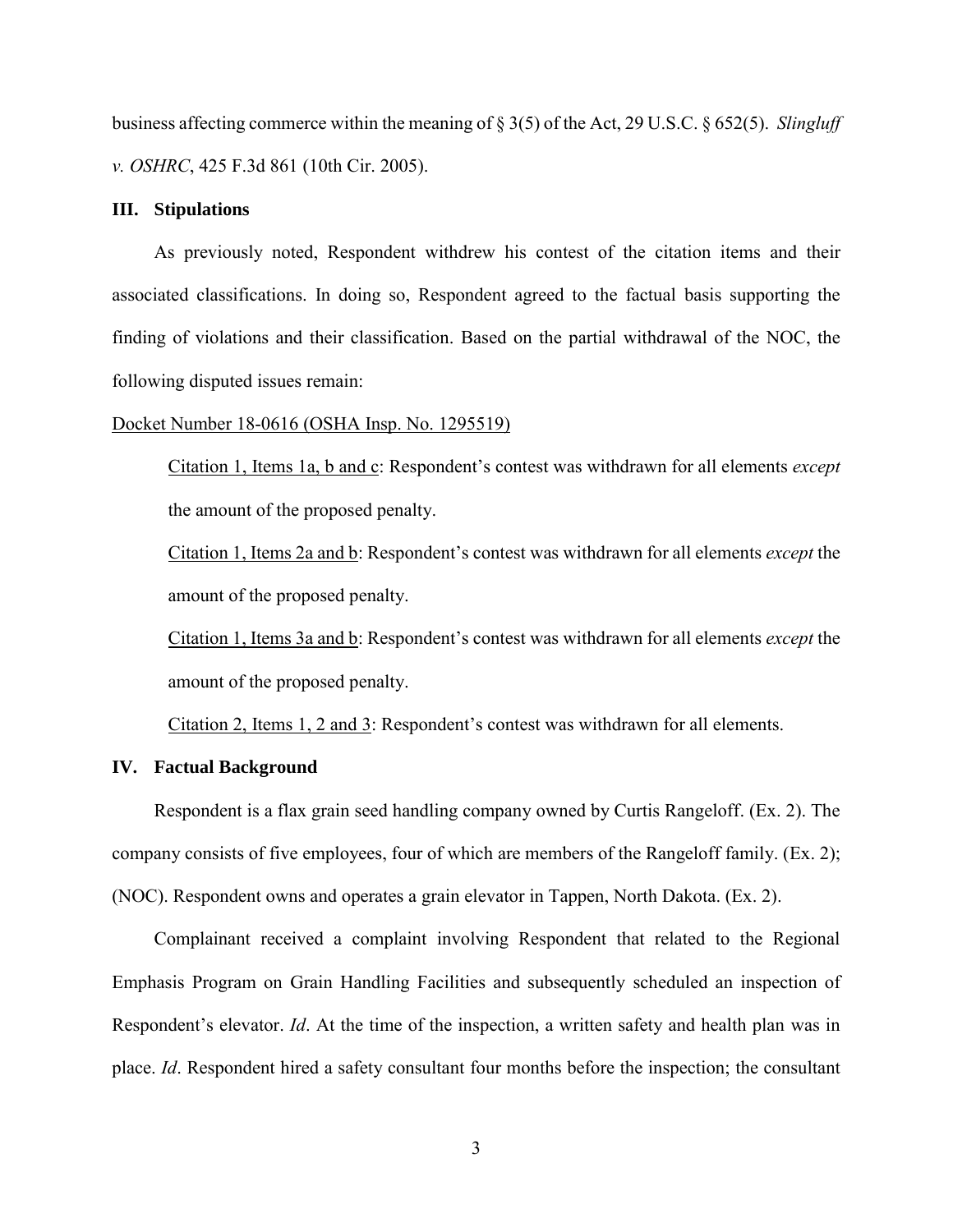business affecting commerce within the meaning of § 3(5) of the Act, 29 U.S.C. § 652(5). *Slingluff v. OSHRC*, 425 F.3d 861 (10th Cir. 2005).

## III. Stipulations

As previously noted, Respondent withdrew his contest of the citation items and their associated classifications. In doing so, Respondent agreed to the factual basis supporting the finding of violations and their classification. Based on the partial withdrawal of the NOC, the following disputed issues remain:

<u>Docket Number 18-0616 (OSHA Insp. No. 1295519)</u>

> <u>Citation 1, Items 1a, b and c</u>: Respondent's contest was withdrawn for all elements *except* the amount of the proposed penalty.
>
> <u>Citation 1, Items 2a and b</u>: Respondent's contest was withdrawn for all elements *except* the amount of the proposed penalty.
>
> <u>Citation 1, Items 3a and b</u>: Respondent's contest was withdrawn for all elements *except* the amount of the proposed penalty.
>
> <u>Citation 2, Items 1, 2 and 3</u>: Respondent's contest was withdrawn for all elements.

## IV. Factual Background

Respondent is a flax grain seed handling company owned by Curtis Rangeloff. (Ex. 2). The company consists of five employees, four of which are members of the Rangeloff family. (Ex. 2); (NOC). Respondent owns and operates a grain elevator in Tappen, North Dakota. (Ex. 2).

Complainant received a complaint involving Respondent that related to the Regional Emphasis Program on Grain Handling Facilities and subsequently scheduled an inspection of Respondent's elevator. *Id*. At the time of the inspection, a written safety and health plan was in place. *Id*. Respondent hired a safety consultant four months before the inspection; the consultant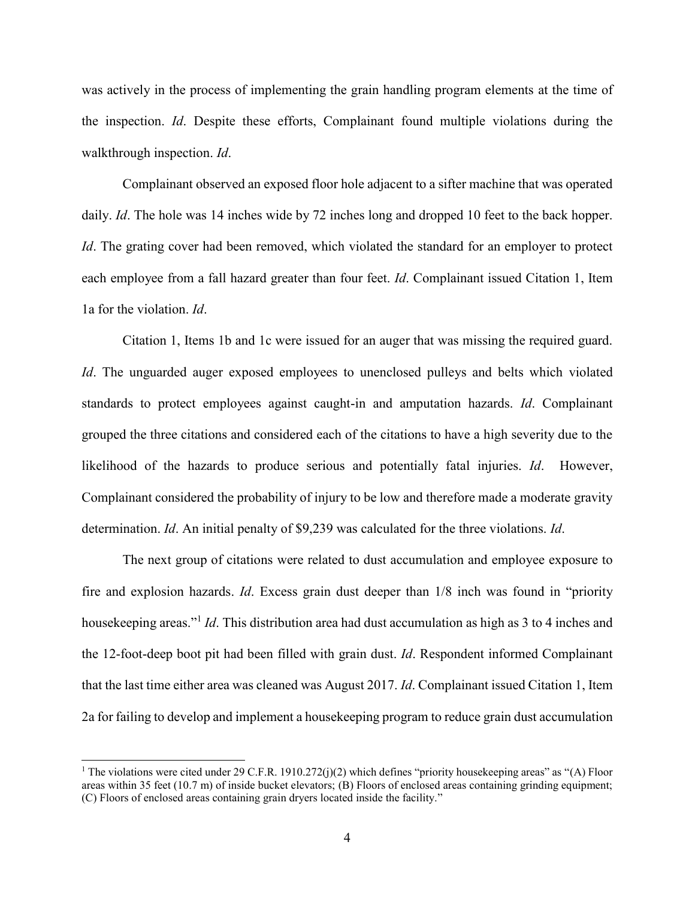was actively in the process of implementing the grain handling program elements at the time of the inspection. *Id*. Despite these efforts, Complainant found multiple violations during the walkthrough inspection. *Id*.

Complainant observed an exposed floor hole adjacent to a sifter machine that was operated daily. *Id*. The hole was 14 inches wide by 72 inches long and dropped 10 feet to the back hopper. *Id*. The grating cover had been removed, which violated the standard for an employer to protect each employee from a fall hazard greater than four feet. *Id*. Complainant issued Citation 1, Item 1a for the violation. *Id*.

Citation 1, Items 1b and 1c were issued for an auger that was missing the required guard. *Id*. The unguarded auger exposed employees to unenclosed pulleys and belts which violated standards to protect employees against caught-in and amputation hazards. *Id*. Complainant grouped the three citations and considered each of the citations to have a high severity due to the likelihood of the hazards to produce serious and potentially fatal injuries. *Id*. However, Complainant considered the probability of injury to be low and therefore made a moderate gravity determination. *Id*. An initial penalty of $9,239 was calculated for the three violations. *Id*.

The next group of citations were related to dust accumulation and employee exposure to fire and explosion hazards. *Id*. Excess grain dust deeper than 1/8 inch was found in "priority housekeeping areas."[1] *Id*. This distribution area had dust accumulation as high as 3 to 4 inches and the 12-foot-deep boot pit had been filled with grain dust. *Id*. Respondent informed Complainant that the last time either area was cleaned was August 2017. *Id*. Complainant issued Citation 1, Item 2a for failing to develop and implement a housekeeping program to reduce grain dust accumulation

---

[1] The violations were cited under 29 C.F.R. 1910.272(j)(2) which defines "priority housekeeping areas" as "(A) Floor areas within 35 feet (10.7 m) of inside bucket elevators; (B) Floors of enclosed areas containing grinding equipment; (C) Floors of enclosed areas containing grain dryers located inside the facility."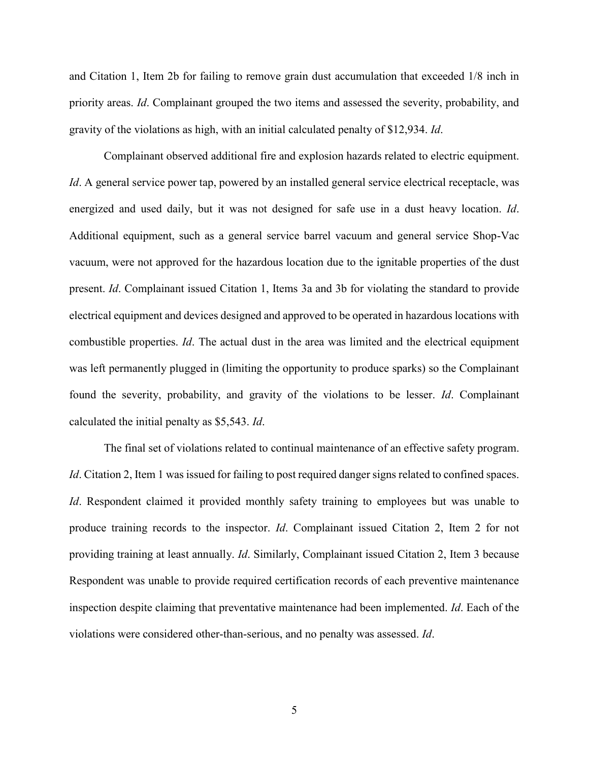and Citation 1, Item 2b for failing to remove grain dust accumulation that exceeded 1/8 inch in priority areas. *Id*. Complainant grouped the two items and assessed the severity, probability, and gravity of the violations as high, with an initial calculated penalty of $12,934. *Id*.

Complainant observed additional fire and explosion hazards related to electric equipment. *Id*. A general service power tap, powered by an installed general service electrical receptacle, was energized and used daily, but it was not designed for safe use in a dust heavy location. *Id*. Additional equipment, such as a general service barrel vacuum and general service Shop-Vac vacuum, were not approved for the hazardous location due to the ignitable properties of the dust present. *Id*. Complainant issued Citation 1, Items 3a and 3b for violating the standard to provide electrical equipment and devices designed and approved to be operated in hazardous locations with combustible properties. *Id*. The actual dust in the area was limited and the electrical equipment was left permanently plugged in (limiting the opportunity to produce sparks) so the Complainant found the severity, probability, and gravity of the violations to be lesser. *Id*. Complainant calculated the initial penalty as $5,543. *Id*.

The final set of violations related to continual maintenance of an effective safety program. *Id*. Citation 2, Item 1 was issued for failing to post required danger signs related to confined spaces. *Id*. Respondent claimed it provided monthly safety training to employees but was unable to produce training records to the inspector. *Id*. Complainant issued Citation 2, Item 2 for not providing training at least annually. *Id*. Similarly, Complainant issued Citation 2, Item 3 because Respondent was unable to provide required certification records of each preventive maintenance inspection despite claiming that preventative maintenance had been implemented. *Id*. Each of the violations were considered other-than-serious, and no penalty was assessed. *Id*.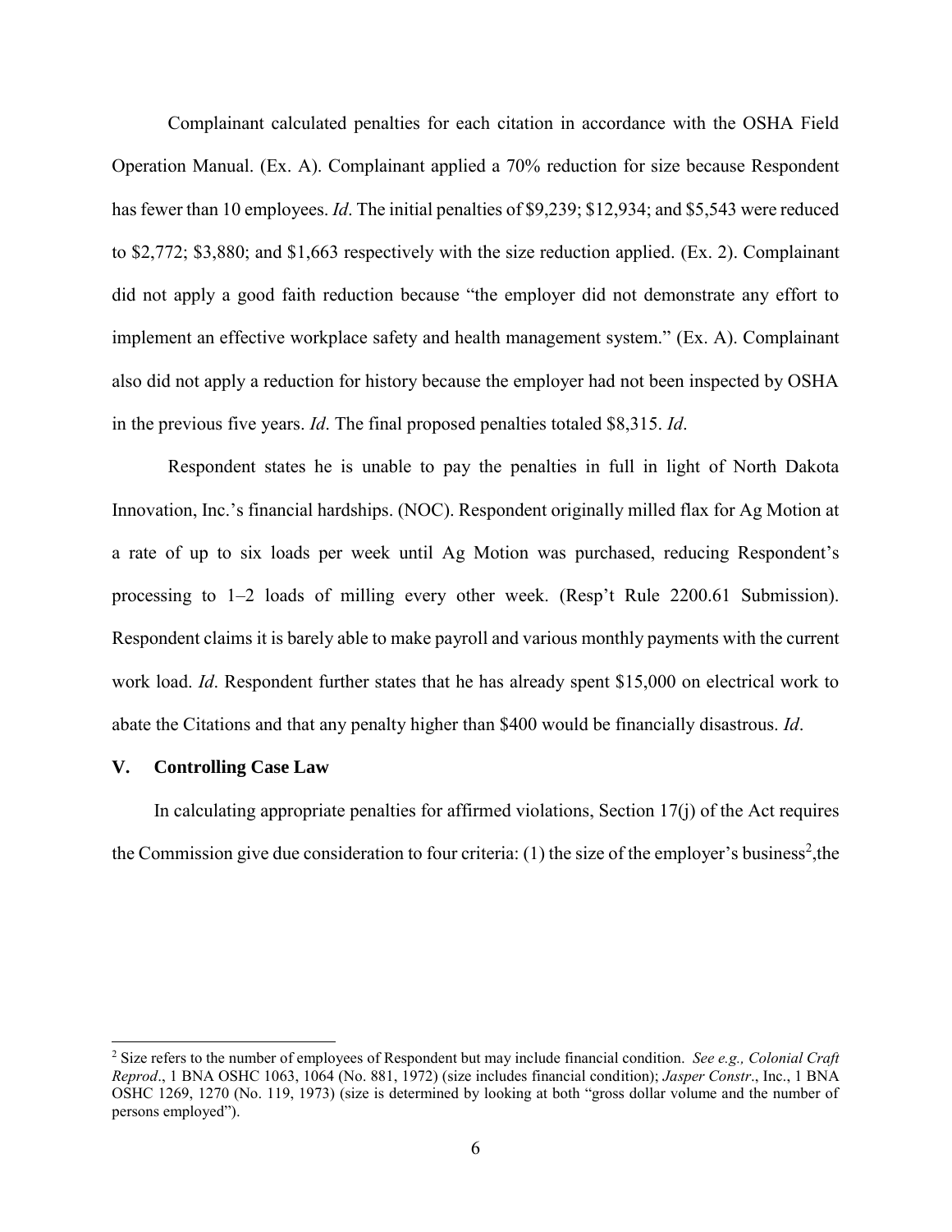Complainant calculated penalties for each citation in accordance with the OSHA Field Operation Manual. (Ex. A). Complainant applied a 70% reduction for size because Respondent has fewer than 10 employees. *Id*. The initial penalties of $9,239; $12,934; and $5,543 were reduced to $2,772; $3,880; and $1,663 respectively with the size reduction applied. (Ex. 2). Complainant did not apply a good faith reduction because "the employer did not demonstrate any effort to implement an effective workplace safety and health management system." (Ex. A). Complainant also did not apply a reduction for history because the employer had not been inspected by OSHA in the previous five years. *Id*. The final proposed penalties totaled $8,315. *Id*.

Respondent states he is unable to pay the penalties in full in light of North Dakota Innovation, Inc.'s financial hardships. (NOC). Respondent originally milled flax for Ag Motion at a rate of up to six loads per week until Ag Motion was purchased, reducing Respondent's processing to 1–2 loads of milling every other week. (Resp't Rule 2200.61 Submission). Respondent claims it is barely able to make payroll and various monthly payments with the current work load. *Id*. Respondent further states that he has already spent $15,000 on electrical work to abate the Citations and that any penalty higher than $400 would be financially disastrous. *Id*.

## V. Controlling Case Law

In calculating appropriate penalties for affirmed violations, Section 17(j) of the Act requires the Commission give due consideration to four criteria: (1) the size of the employer's business[2],the

[2] Size refers to the number of employees of Respondent but may include financial condition. *See e.g., Colonial Craft Reprod*., 1 BNA OSHC 1063, 1064 (No. 881, 1972) (size includes financial condition); *Jasper Constr*., Inc., 1 BNA OSHC 1269, 1270 (No. 119, 1973) (size is determined by looking at both "gross dollar volume and the number of persons employed").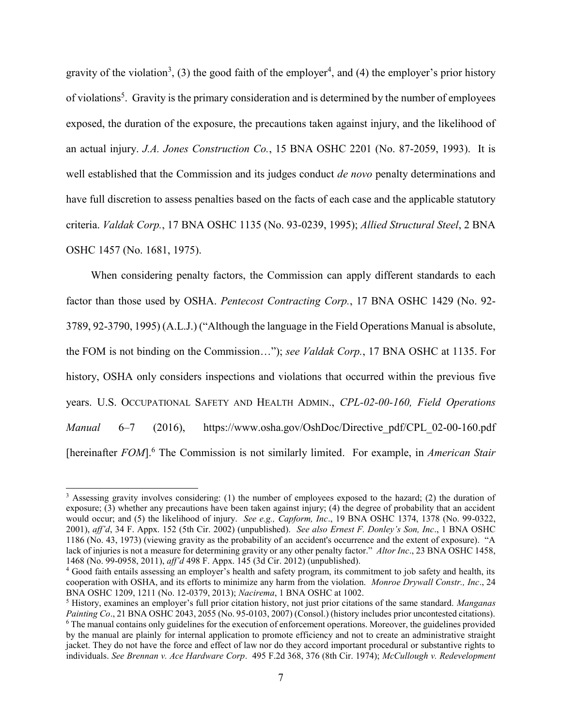gravity of the violation[3], (3) the good faith of the employer[4], and (4) the employer's prior history of violations[5]. Gravity is the primary consideration and is determined by the number of employees exposed, the duration of the exposure, the precautions taken against injury, and the likelihood of an actual injury. *J.A. Jones Construction Co.*, 15 BNA OSHC 2201 (No. 87-2059, 1993). It is well established that the Commission and its judges conduct *de novo* penalty determinations and have full discretion to assess penalties based on the facts of each case and the applicable statutory criteria. *Valdak Corp.*, 17 BNA OSHC 1135 (No. 93-0239, 1995); *Allied Structural Steel*, 2 BNA OSHC 1457 (No. 1681, 1975).

When considering penalty factors, the Commission can apply different standards to each factor than those used by OSHA. *Pentecost Contracting Corp.*, 17 BNA OSHC 1429 (No. 92-3789, 92-3790, 1995) (A.L.J.) ("Although the language in the Field Operations Manual is absolute, the FOM is not binding on the Commission…"); *see Valdak Corp.*, 17 BNA OSHC at 1135. For history, OSHA only considers inspections and violations that occurred within the previous five years. U.S. OCCUPATIONAL SAFETY AND HEALTH ADMIN., *CPL-02-00-160, Field Operations Manual* 6–7 (2016), https://www.osha.gov/OshDoc/Directive_pdf/CPL_02-00-160.pdf [hereinafter *FOM*].[6] The Commission is not similarly limited. For example, in *American Stair*

---

[3] Assessing gravity involves considering: (1) the number of employees exposed to the hazard; (2) the duration of exposure; (3) whether any precautions have been taken against injury; (4) the degree of probability that an accident would occur; and (5) the likelihood of injury. *See e.g., Capform, Inc*., 19 BNA OSHC 1374, 1378 (No. 99-0322, 2001), *aff'd*, 34 F. Appx. 152 (5th Cir. 2002) (unpublished). *See also Ernest F. Donley's Son, Inc*., 1 BNA OSHC 1186 (No. 43, 1973) (viewing gravity as the probability of an accident's occurrence and the extent of exposure). "A lack of injuries is not a measure for determining gravity or any other penalty factor." *Altor Inc*., 23 BNA OSHC 1458, 1468 (No. 99-0958, 2011), *aff'd* 498 F. Appx. 145 (3d Cir. 2012) (unpublished).

[4] Good faith entails assessing an employer's health and safety program, its commitment to job safety and health, its cooperation with OSHA, and its efforts to minimize any harm from the violation. *Monroe Drywall Constr., Inc*., 24 BNA OSHC 1209, 1211 (No. 12-0379, 2013); *Nacirema*, 1 BNA OSHC at 1002.

[5] History, examines an employer's full prior citation history, not just prior citations of the same standard. *Manganas Painting Co*., 21 BNA OSHC 2043, 2055 (No. 95-0103, 2007) (Consol.) (history includes prior uncontested citations).

[6] The manual contains only guidelines for the execution of enforcement operations. Moreover, the guidelines provided by the manual are plainly for internal application to promote efficiency and not to create an administrative straight jacket. They do not have the force and effect of law nor do they accord important procedural or substantive rights to individuals. *See Brennan v. Ace Hardware Corp*. 495 F.2d 368, 376 (8th Cir. 1974); *McCullough v. Redevelopment*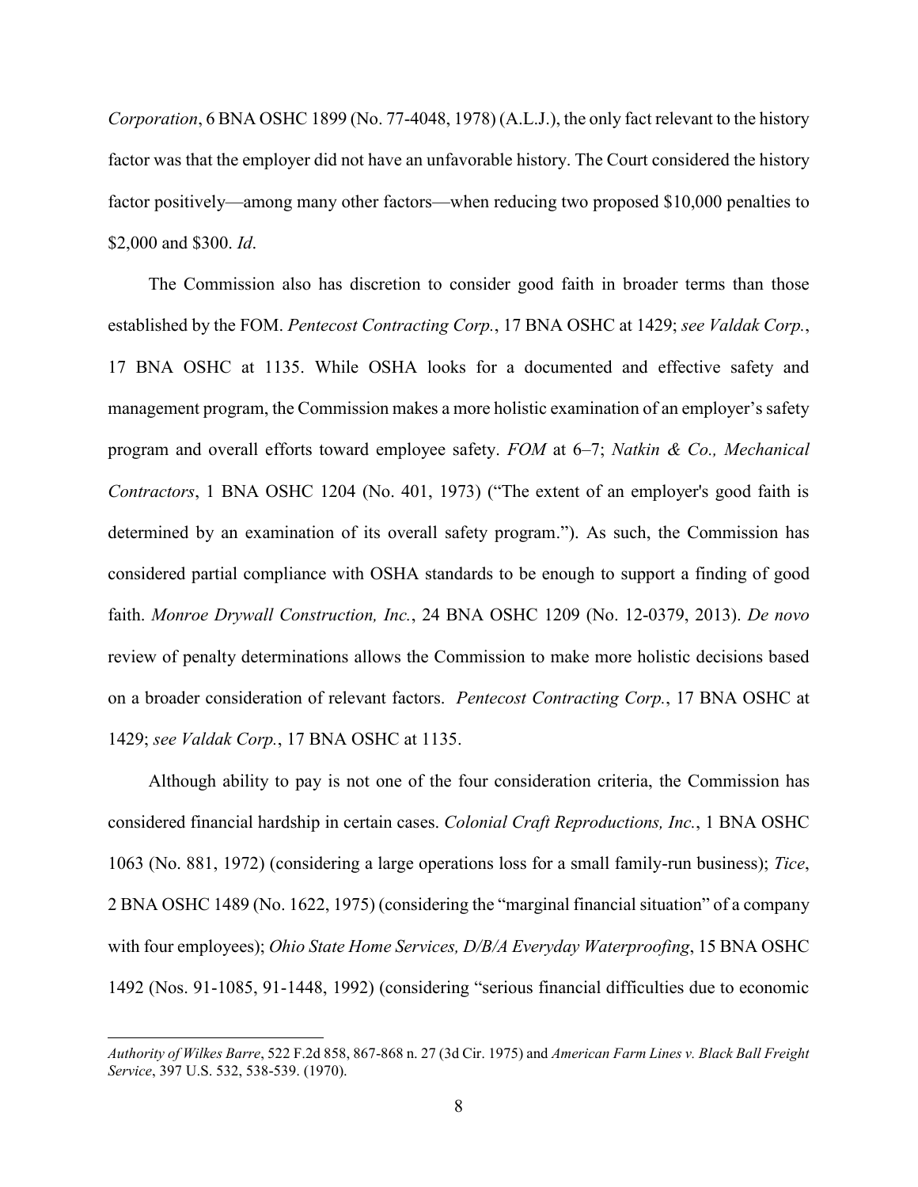*Corporation*, 6 BNA OSHC 1899 (No. 77-4048, 1978) (A.L.J.), the only fact relevant to the history factor was that the employer did not have an unfavorable history. The Court considered the history factor positively—among many other factors—when reducing two proposed $10,000 penalties to $2,000 and $300. *Id*.

The Commission also has discretion to consider good faith in broader terms than those established by the FOM. *Pentecost Contracting Corp.*, 17 BNA OSHC at 1429; *see Valdak Corp.*, 17 BNA OSHC at 1135. While OSHA looks for a documented and effective safety and management program, the Commission makes a more holistic examination of an employer's safety program and overall efforts toward employee safety. *FOM* at 6–7; *Natkin & Co., Mechanical Contractors*, 1 BNA OSHC 1204 (No. 401, 1973) ("The extent of an employer's good faith is determined by an examination of its overall safety program."). As such, the Commission has considered partial compliance with OSHA standards to be enough to support a finding of good faith. *Monroe Drywall Construction, Inc.*, 24 BNA OSHC 1209 (No. 12-0379, 2013). *De novo* review of penalty determinations allows the Commission to make more holistic decisions based on a broader consideration of relevant factors. *Pentecost Contracting Corp.*, 17 BNA OSHC at 1429; *see Valdak Corp.*, 17 BNA OSHC at 1135.

Although ability to pay is not one of the four consideration criteria, the Commission has considered financial hardship in certain cases. *Colonial Craft Reproductions, Inc.*, 1 BNA OSHC 1063 (No. 881, 1972) (considering a large operations loss for a small family-run business); *Tice*, 2 BNA OSHC 1489 (No. 1622, 1975) (considering the "marginal financial situation" of a company with four employees); *Ohio State Home Services, D/B/A Everyday Waterproofing*, 15 BNA OSHC 1492 (Nos. 91-1085, 91-1448, 1992) (considering "serious financial difficulties due to economic

---

*Authority of Wilkes Barre*, 522 F.2d 858, 867-868 n. 27 (3d Cir. 1975) and *American Farm Lines v. Black Ball Freight Service*, 397 U.S. 532, 538-539. (1970).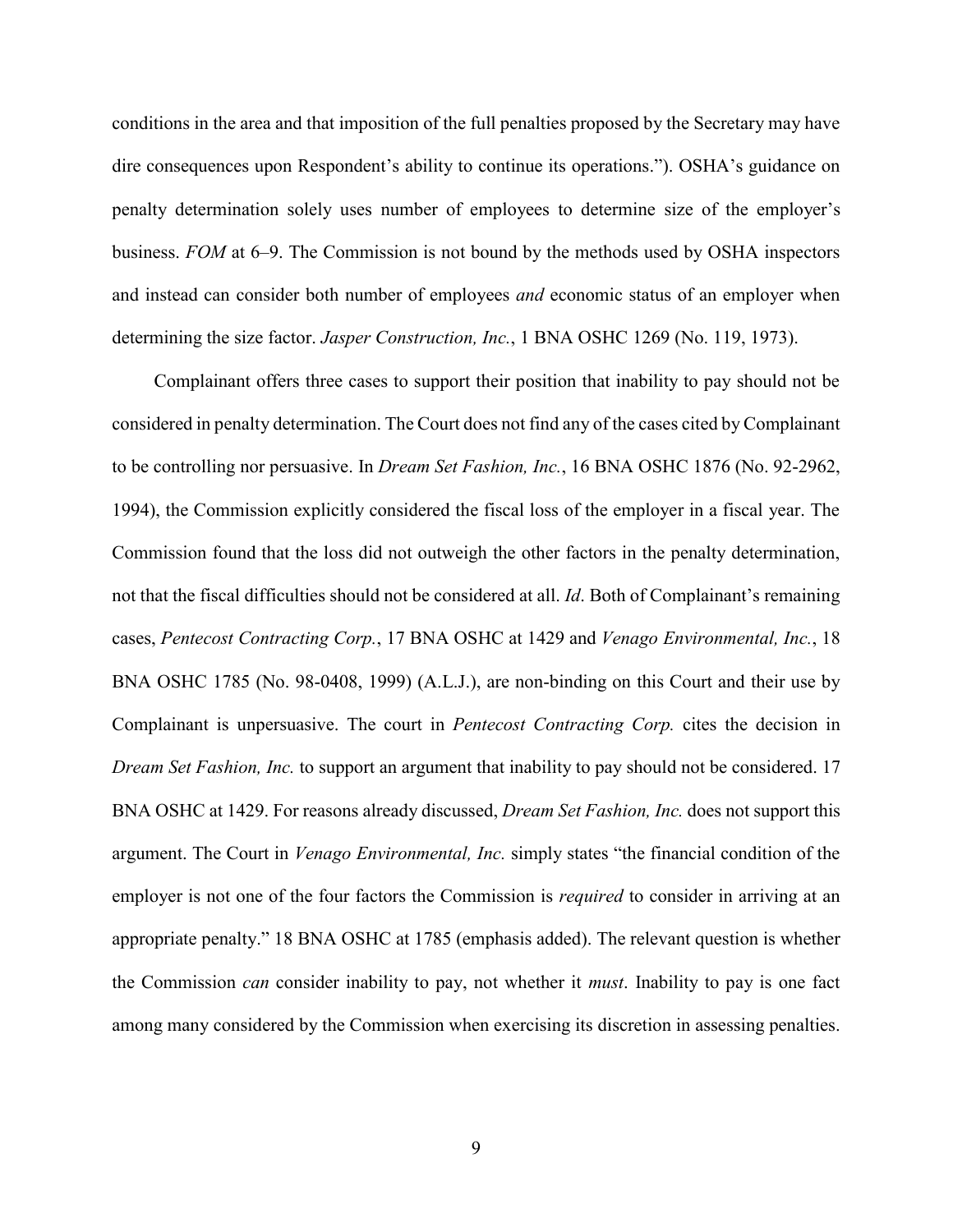conditions in the area and that imposition of the full penalties proposed by the Secretary may have dire consequences upon Respondent's ability to continue its operations."). OSHA's guidance on penalty determination solely uses number of employees to determine size of the employer's business. *FOM* at 6–9. The Commission is not bound by the methods used by OSHA inspectors and instead can consider both number of employees *and* economic status of an employer when determining the size factor. *Jasper Construction, Inc.*, 1 BNA OSHC 1269 (No. 119, 1973).

Complainant offers three cases to support their position that inability to pay should not be considered in penalty determination. The Court does not find any of the cases cited by Complainant to be controlling nor persuasive. In *Dream Set Fashion, Inc.*, 16 BNA OSHC 1876 (No. 92-2962, 1994), the Commission explicitly considered the fiscal loss of the employer in a fiscal year. The Commission found that the loss did not outweigh the other factors in the penalty determination, not that the fiscal difficulties should not be considered at all. *Id*. Both of Complainant's remaining cases, *Pentecost Contracting Corp.*, 17 BNA OSHC at 1429 and *Venago Environmental, Inc.*, 18 BNA OSHC 1785 (No. 98-0408, 1999) (A.L.J.), are non-binding on this Court and their use by Complainant is unpersuasive. The court in *Pentecost Contracting Corp.* cites the decision in *Dream Set Fashion, Inc.* to support an argument that inability to pay should not be considered. 17 BNA OSHC at 1429. For reasons already discussed, *Dream Set Fashion, Inc.* does not support this argument. The Court in *Venago Environmental, Inc.* simply states "the financial condition of the employer is not one of the four factors the Commission is *required* to consider in arriving at an appropriate penalty." 18 BNA OSHC at 1785 (emphasis added). The relevant question is whether the Commission *can* consider inability to pay, not whether it *must*. Inability to pay is one fact among many considered by the Commission when exercising its discretion in assessing penalties.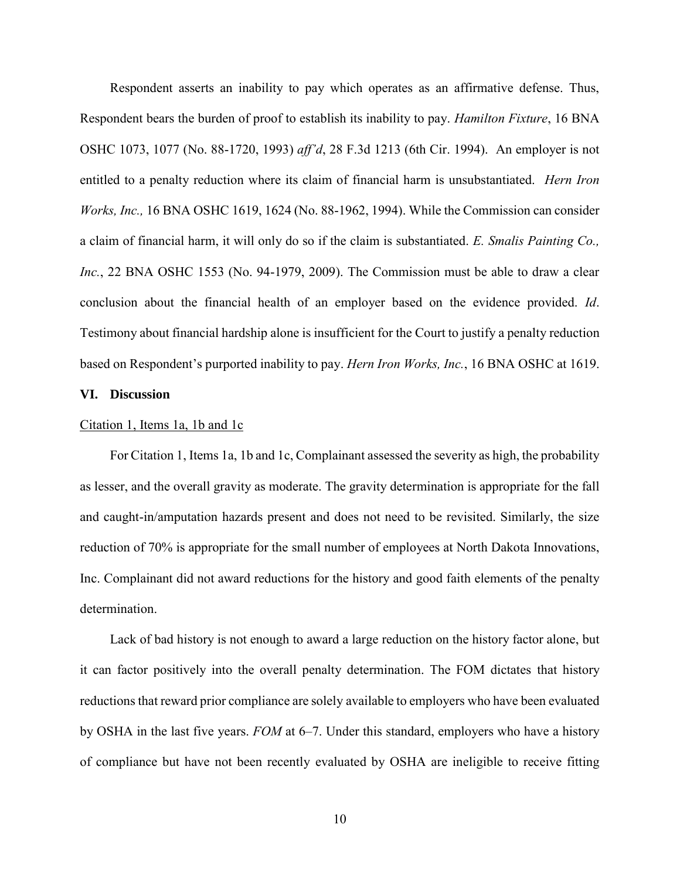Respondent asserts an inability to pay which operates as an affirmative defense. Thus, Respondent bears the burden of proof to establish its inability to pay. *Hamilton Fixture*, 16 BNA OSHC 1073, 1077 (No. 88-1720, 1993) *aff'd*, 28 F.3d 1213 (6th Cir. 1994). An employer is not entitled to a penalty reduction where its claim of financial harm is unsubstantiated. *Hern Iron Works, Inc.,* 16 BNA OSHC 1619, 1624 (No. 88-1962, 1994). While the Commission can consider a claim of financial harm, it will only do so if the claim is substantiated. *E. Smalis Painting Co., Inc.*, 22 BNA OSHC 1553 (No. 94-1979, 2009). The Commission must be able to draw a clear conclusion about the financial health of an employer based on the evidence provided. *Id*. Testimony about financial hardship alone is insufficient for the Court to justify a penalty reduction based on Respondent's purported inability to pay. *Hern Iron Works, Inc.*, 16 BNA OSHC at 1619.

## VI. Discussion

<u>Citation 1, Items 1a, 1b and 1c</u>

For Citation 1, Items 1a, 1b and 1c, Complainant assessed the severity as high, the probability as lesser, and the overall gravity as moderate. The gravity determination is appropriate for the fall and caught-in/amputation hazards present and does not need to be revisited. Similarly, the size reduction of 70% is appropriate for the small number of employees at North Dakota Innovations, Inc. Complainant did not award reductions for the history and good faith elements of the penalty determination.

Lack of bad history is not enough to award a large reduction on the history factor alone, but it can factor positively into the overall penalty determination. The FOM dictates that history reductions that reward prior compliance are solely available to employers who have been evaluated by OSHA in the last five years. *FOM* at 6–7. Under this standard, employers who have a history of compliance but have not been recently evaluated by OSHA are ineligible to receive fitting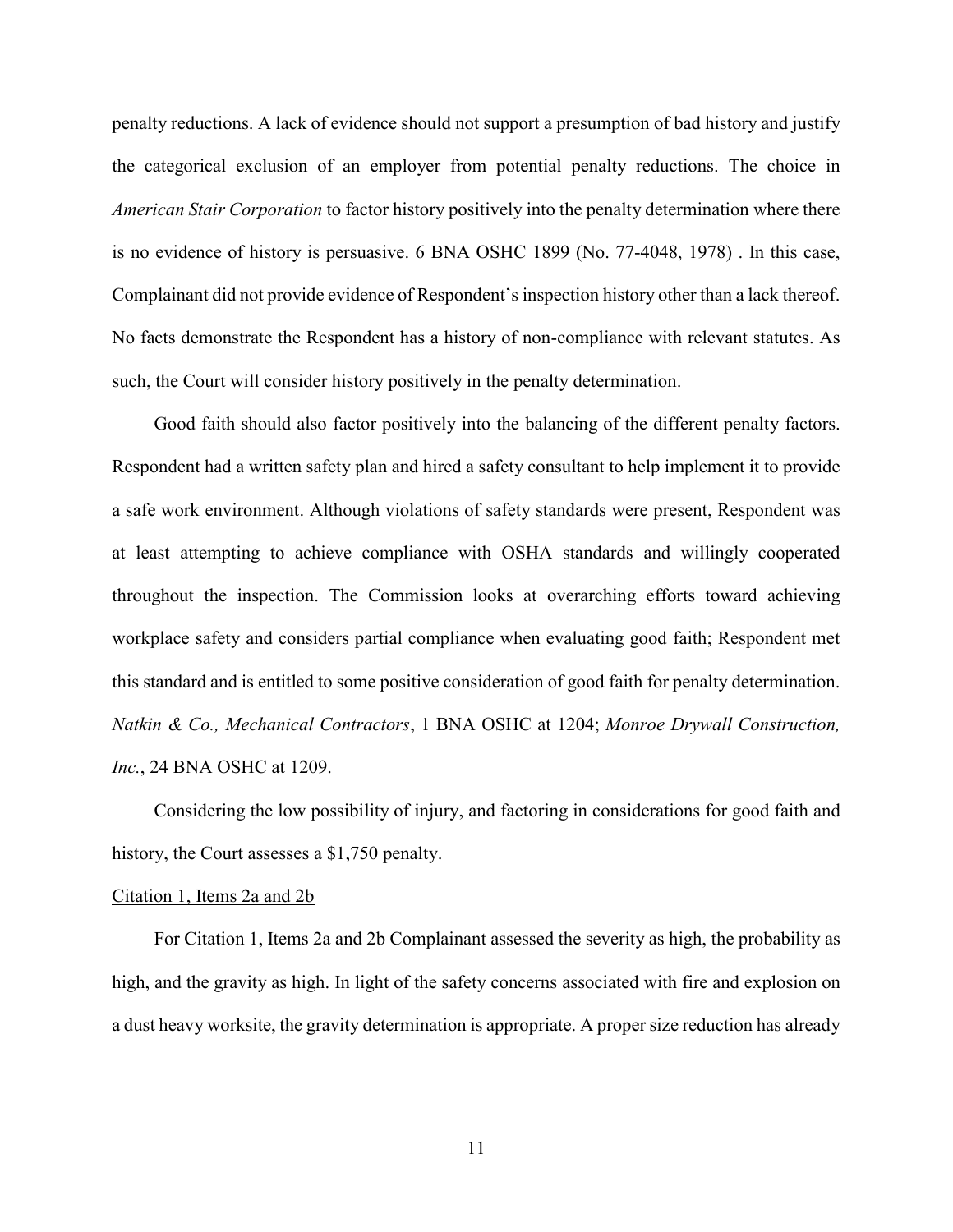penalty reductions. A lack of evidence should not support a presumption of bad history and justify the categorical exclusion of an employer from potential penalty reductions. The choice in *American Stair Corporation* to factor history positively into the penalty determination where there is no evidence of history is persuasive. 6 BNA OSHC 1899 (No. 77-4048, 1978) . In this case, Complainant did not provide evidence of Respondent's inspection history other than a lack thereof. No facts demonstrate the Respondent has a history of non-compliance with relevant statutes. As such, the Court will consider history positively in the penalty determination.

Good faith should also factor positively into the balancing of the different penalty factors. Respondent had a written safety plan and hired a safety consultant to help implement it to provide a safe work environment. Although violations of safety standards were present, Respondent was at least attempting to achieve compliance with OSHA standards and willingly cooperated throughout the inspection. The Commission looks at overarching efforts toward achieving workplace safety and considers partial compliance when evaluating good faith; Respondent met this standard and is entitled to some positive consideration of good faith for penalty determination. *Natkin & Co., Mechanical Contractors*, 1 BNA OSHC at 1204; *Monroe Drywall Construction, Inc.*, 24 BNA OSHC at 1209.

Considering the low possibility of injury, and factoring in considerations for good faith and history, the Court assesses a $1,750 penalty.

<u>Citation 1, Items 2a and 2b</u>

For Citation 1, Items 2a and 2b Complainant assessed the severity as high, the probability as high, and the gravity as high. In light of the safety concerns associated with fire and explosion on a dust heavy worksite, the gravity determination is appropriate. A proper size reduction has already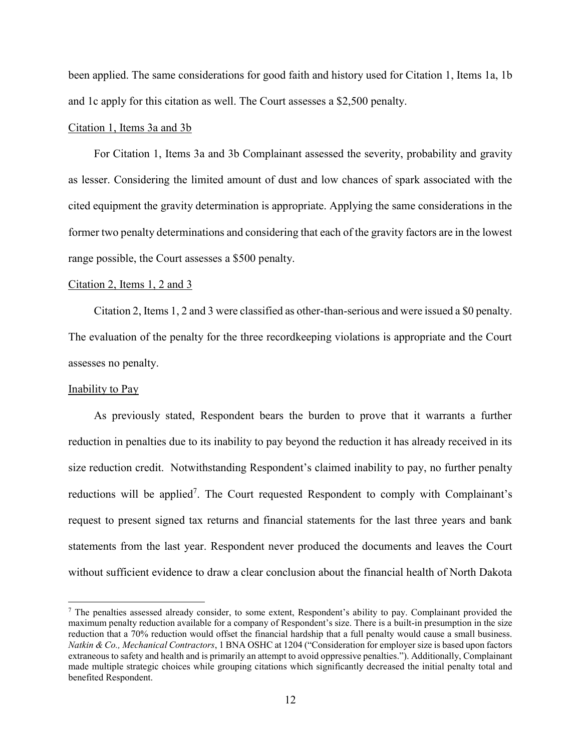been applied. The same considerations for good faith and history used for Citation 1, Items 1a, 1b and 1c apply for this citation as well. The Court assesses a $2,500 penalty.

Citation 1, Items 3a and 3b

For Citation 1, Items 3a and 3b Complainant assessed the severity, probability and gravity as lesser. Considering the limited amount of dust and low chances of spark associated with the cited equipment the gravity determination is appropriate. Applying the same considerations in the former two penalty determinations and considering that each of the gravity factors are in the lowest range possible, the Court assesses a $500 penalty.

Citation 2, Items 1, 2 and 3

Citation 2, Items 1, 2 and 3 were classified as other-than-serious and were issued a $0 penalty. The evaluation of the penalty for the three recordkeeping violations is appropriate and the Court assesses no penalty.

Inability to Pay

As previously stated, Respondent bears the burden to prove that it warrants a further reduction in penalties due to its inability to pay beyond the reduction it has already received in its size reduction credit. Notwithstanding Respondent's claimed inability to pay, no further penalty reductions will be applied[7]. The Court requested Respondent to comply with Complainant's request to present signed tax returns and financial statements for the last three years and bank statements from the last year. Respondent never produced the documents and leaves the Court without sufficient evidence to draw a clear conclusion about the financial health of North Dakota

[7] The penalties assessed already consider, to some extent, Respondent's ability to pay. Complainant provided the maximum penalty reduction available for a company of Respondent's size. There is a built-in presumption in the size reduction that a 70% reduction would offset the financial hardship that a full penalty would cause a small business. *Natkin & Co., Mechanical Contractors*, 1 BNA OSHC at 1204 ("Consideration for employer size is based upon factors extraneous to safety and health and is primarily an attempt to avoid oppressive penalties."). Additionally, Complainant made multiple strategic choices while grouping citations which significantly decreased the initial penalty total and benefited Respondent.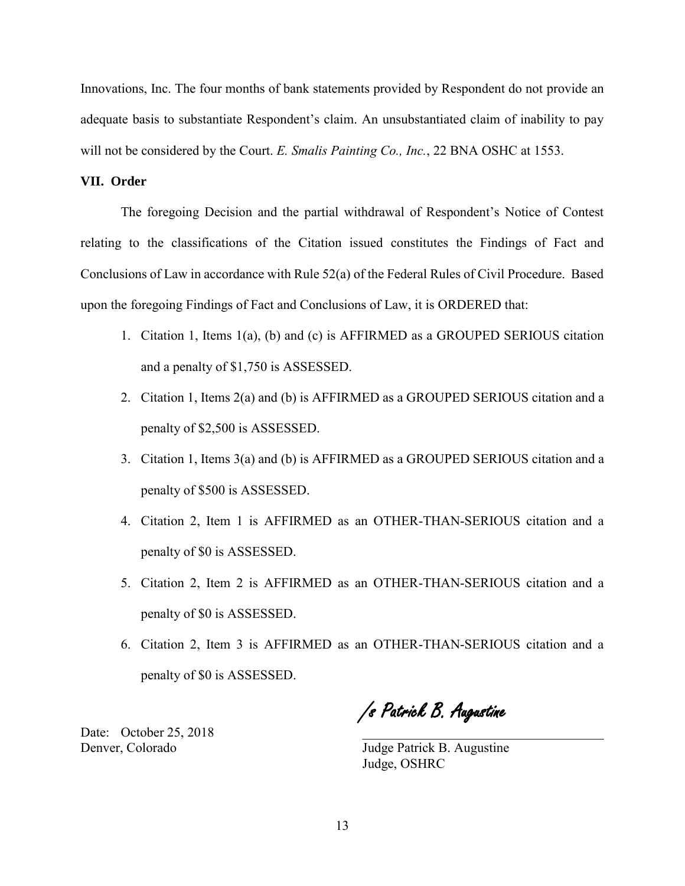Innovations, Inc. The four months of bank statements provided by Respondent do not provide an adequate basis to substantiate Respondent's claim. An unsubstantiated claim of inability to pay will not be considered by the Court. *E. Smalis Painting Co., Inc.*, 22 BNA OSHC at 1553.

## VII. Order

The foregoing Decision and the partial withdrawal of Respondent's Notice of Contest relating to the classifications of the Citation issued constitutes the Findings of Fact and Conclusions of Law in accordance with Rule 52(a) of the Federal Rules of Civil Procedure. Based upon the foregoing Findings of Fact and Conclusions of Law, it is ORDERED that:

1. Citation 1, Items 1(a), (b) and (c) is AFFIRMED as a GROUPED SERIOUS citation and a penalty of $1,750 is ASSESSED.
2. Citation 1, Items 2(a) and (b) is AFFIRMED as a GROUPED SERIOUS citation and a penalty of $2,500 is ASSESSED.
3. Citation 1, Items 3(a) and (b) is AFFIRMED as a GROUPED SERIOUS citation and a penalty of $500 is ASSESSED.
4. Citation 2, Item 1 is AFFIRMED as an OTHER-THAN-SERIOUS citation and a penalty of $0 is ASSESSED.
5. Citation 2, Item 2 is AFFIRMED as an OTHER-THAN-SERIOUS citation and a penalty of $0 is ASSESSED.
6. Citation 2, Item 3 is AFFIRMED as an OTHER-THAN-SERIOUS citation and a penalty of $0 is ASSESSED.

/s Patrick B. Augustine

Judge Patrick B. Augustine
Judge, OSHRC

Date: October 25, 2018
Denver, Colorado